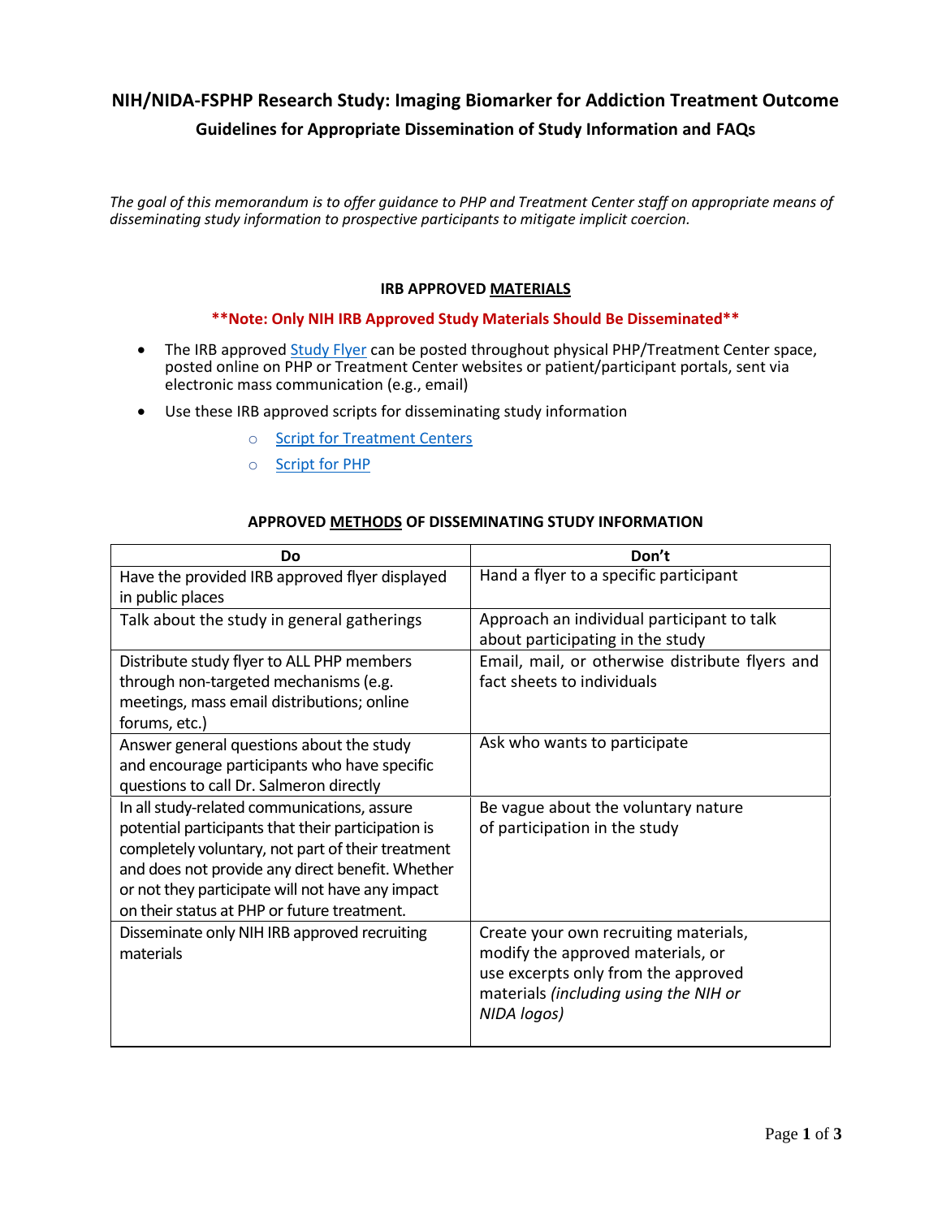# NIH/NIDA-FSPHP Research Study: Imaging Biomarker for Addiction Treatment Outcome

## Guidelines for Appropriate Dissemination of Study Information and FAQs

*The goal of this memorandum is to offer guidance to PHP and Treatment Center staff on appropriate means of disseminating study information to prospective participants to mitigate implicit coercion.*

### IRB APPROVED MATERIALS

****Note: Only NIH IRB Approved Study Materials Should Be Disseminated****

- The IRB approved Study Flyer can be posted throughout physical PHP/Treatment Center space, posted online on PHP or Treatment Center websites or patient/participant portals, sent via electronic mass communication (e.g., email)
- Use these IRB approved scripts for disseminating study information
  - Script for Treatment Centers
  - Script for PHP

### APPROVED METHODS OF DISSEMINATING STUDY INFORMATION

| Do | Don't |
|---|---|
| Have the provided IRB approved flyer displayed in public places | Hand a flyer to a specific participant |
| Talk about the study in general gatherings | Approach an individual participant to talk about participating in the study |
| Distribute study flyer to ALL PHP members through non-targeted mechanisms (e.g. meetings, mass email distributions; online forums, etc.) | Email, mail, or otherwise distribute flyers and fact sheets to individuals |
| Answer general questions about the study and encourage participants who have specific questions to call Dr. Salmeron directly | Ask who wants to participate |
| In all study-related communications, assure potential participants that their participation is completely voluntary, not part of their treatment and does not provide any direct benefit. Whether or not they participate will not have any impact on their status at PHP or future treatment. | Be vague about the voluntary nature of participation in the study |
| Disseminate only NIH IRB approved recruiting materials | Create your own recruiting materials, modify the approved materials, or use excerpts only from the approved materials *(including using the NIH or NIDA logos)* |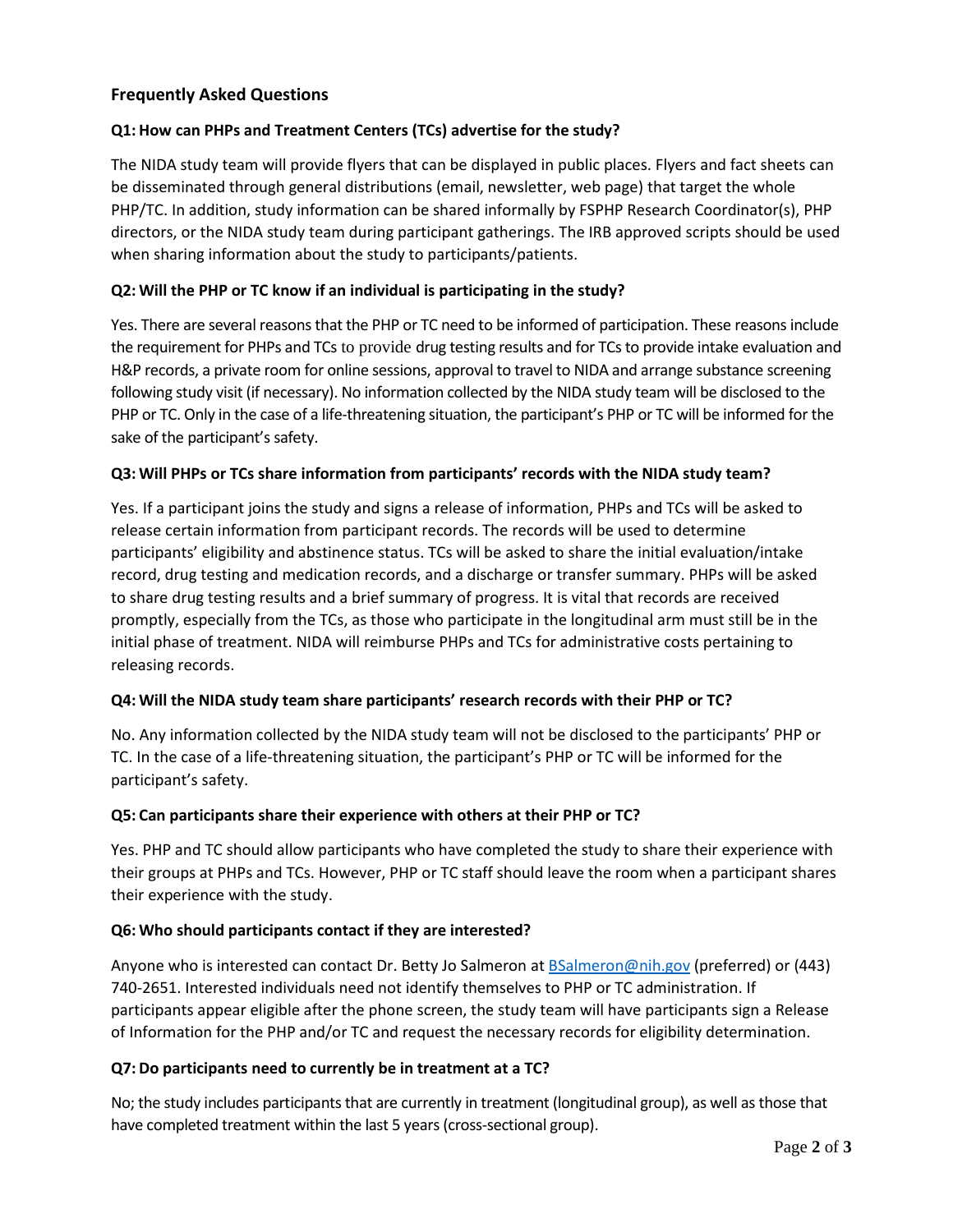## Frequently Asked Questions

### Q1: How can PHPs and Treatment Centers (TCs) advertise for the study?

The NIDA study team will provide flyers that can be displayed in public places. Flyers and fact sheets can be disseminated through general distributions (email, newsletter, web page) that target the whole PHP/TC. In addition, study information can be shared informally by FSPHP Research Coordinator(s), PHP directors, or the NIDA study team during participant gatherings. The IRB approved scripts should be used when sharing information about the study to participants/patients.

### Q2: Will the PHP or TC know if an individual is participating in the study?

Yes. There are several reasons that the PHP or TC need to be informed of participation. These reasons include the requirement for PHPs and TCs to provide drug testing results and for TCs to provide intake evaluation and H&P records, a private room for online sessions, approval to travel to NIDA and arrange substance screening following study visit (if necessary). No information collected by the NIDA study team will be disclosed to the PHP or TC. Only in the case of a life-threatening situation, the participant's PHP or TC will be informed for the sake of the participant's safety.

### Q3: Will PHPs or TCs share information from participants' records with the NIDA study team?

Yes. If a participant joins the study and signs a release of information, PHPs and TCs will be asked to release certain information from participant records. The records will be used to determine participants' eligibility and abstinence status. TCs will be asked to share the initial evaluation/intake record, drug testing and medication records, and a discharge or transfer summary. PHPs will be asked to share drug testing results and a brief summary of progress. It is vital that records are received promptly, especially from the TCs, as those who participate in the longitudinal arm must still be in the initial phase of treatment. NIDA will reimburse PHPs and TCs for administrative costs pertaining to releasing records.

### Q4: Will the NIDA study team share participants' research records with their PHP or TC?

No. Any information collected by the NIDA study team will not be disclosed to the participants' PHP or TC. In the case of a life-threatening situation, the participant's PHP or TC will be informed for the participant's safety.

### Q5: Can participants share their experience with others at their PHP or TC?

Yes. PHP and TC should allow participants who have completed the study to share their experience with their groups at PHPs and TCs. However, PHP or TC staff should leave the room when a participant shares their experience with the study.

### Q6: Who should participants contact if they are interested?

Anyone who is interested can contact Dr. Betty Jo Salmeron at BSalmeron@nih.gov (preferred) or (443) 740-2651. Interested individuals need not identify themselves to PHP or TC administration. If participants appear eligible after the phone screen, the study team will have participants sign a Release of Information for the PHP and/or TC and request the necessary records for eligibility determination.

### Q7: Do participants need to currently be in treatment at a TC?

No; the study includes participants that are currently in treatment (longitudinal group), as well as those that have completed treatment within the last 5 years (cross-sectional group).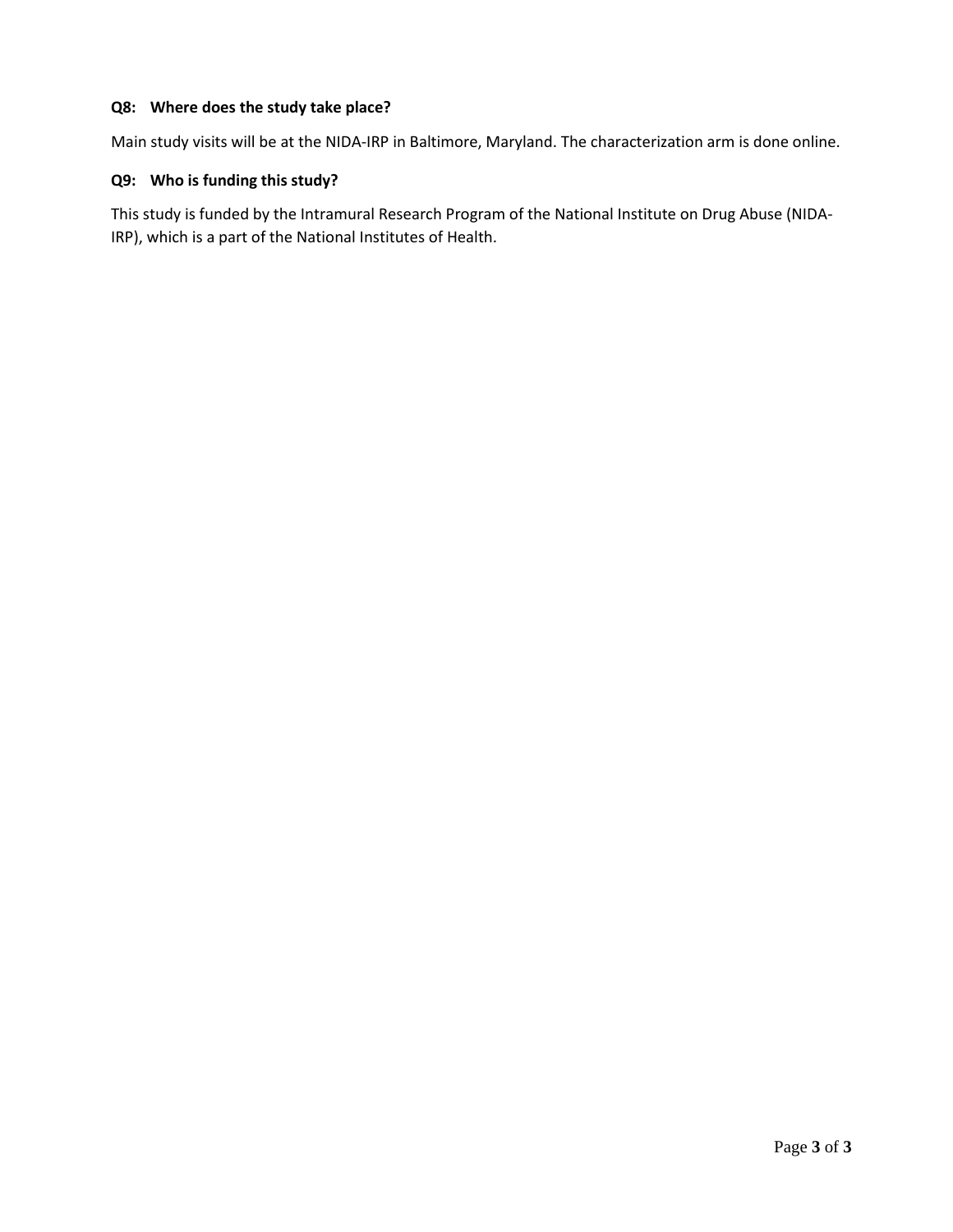### Q8: Where does the study take place?

Main study visits will be at the NIDA-IRP in Baltimore, Maryland. The characterization arm is done online.

### Q9: Who is funding this study?

This study is funded by the Intramural Research Program of the National Institute on Drug Abuse (NIDA-IRP), which is a part of the National Institutes of Health.